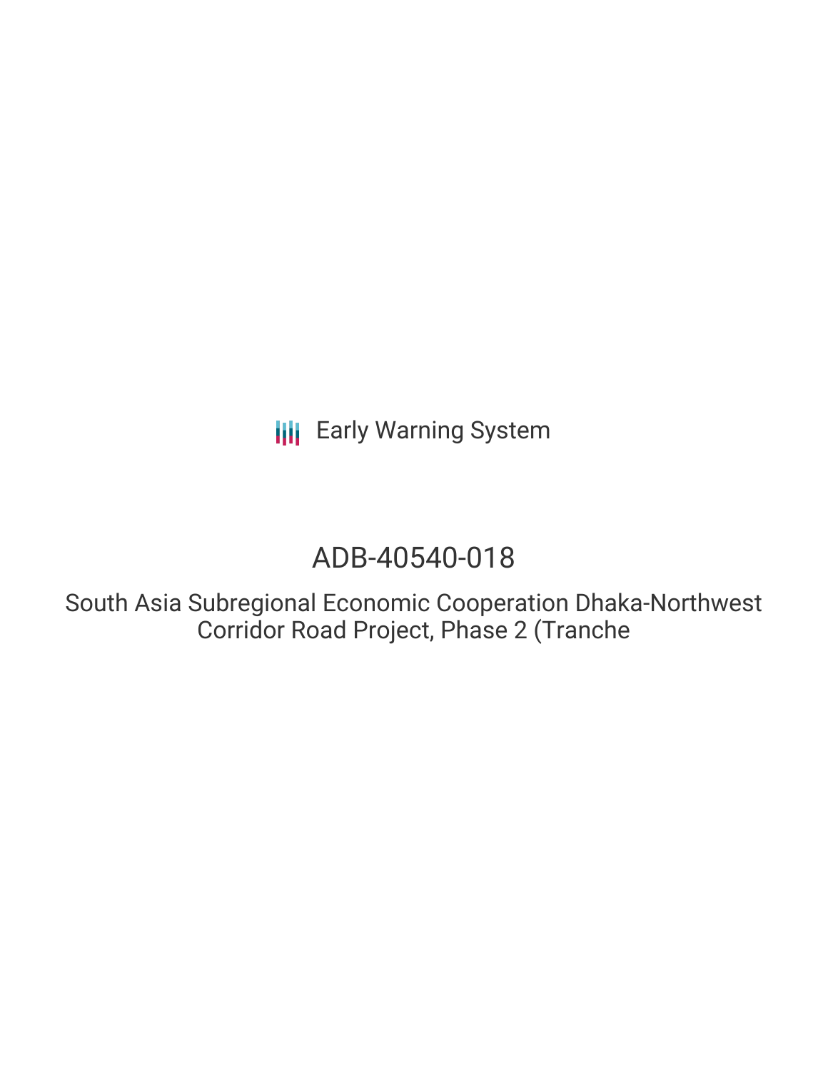Early Warning System

# ADB-40540-018

South Asia Subregional Economic Cooperation Dhaka-Northwest Corridor Road Project, Phase 2 (Tranche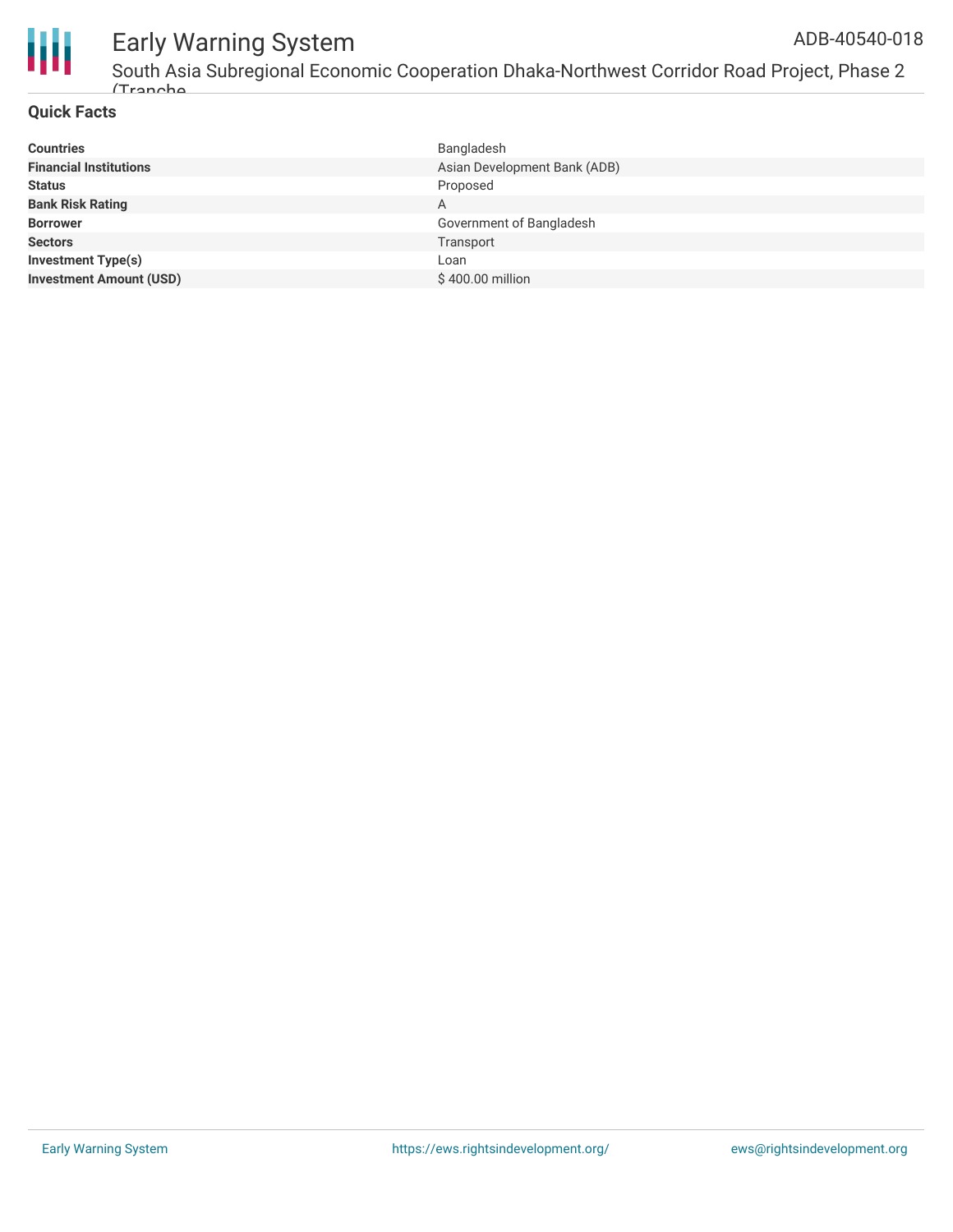## Quick Facts

| | |
|---|---|
| **Countries** | Bangladesh |
| **Financial Institutions** | Asian Development Bank (ADB) |
| **Status** | Proposed |
| **Bank Risk Rating** | A |
| **Borrower** | Government of Bangladesh |
| **Sectors** | Transport |
| **Investment Type(s)** | Loan |
| **Investment Amount (USD)** | $ 400.00 million |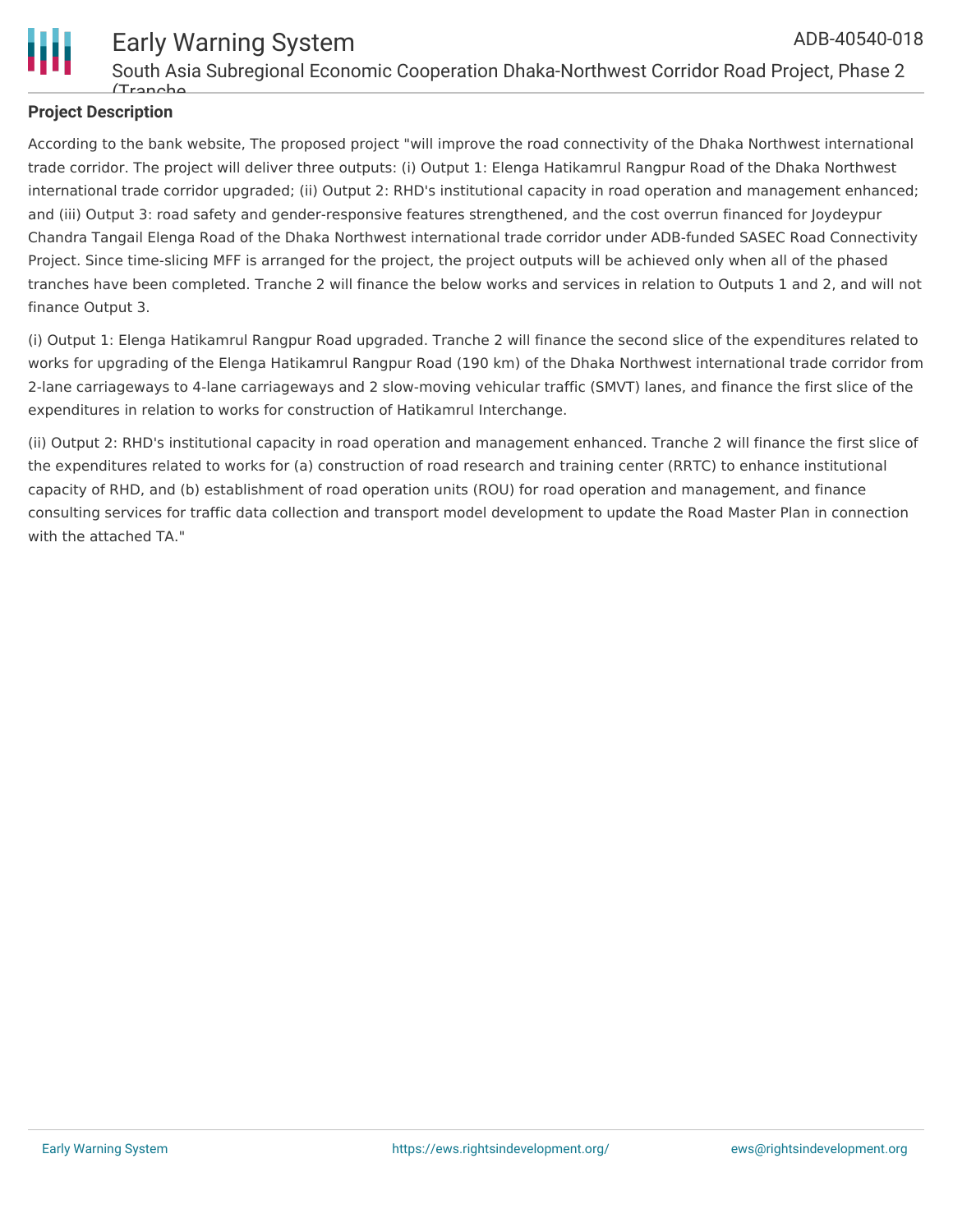**Project Description**

According to the bank website, The proposed project "will improve the road connectivity of the Dhaka Northwest international trade corridor. The project will deliver three outputs: (i) Output 1: Elenga Hatikamrul Rangpur Road of the Dhaka Northwest international trade corridor upgraded; (ii) Output 2: RHD's institutional capacity in road operation and management enhanced; and (iii) Output 3: road safety and gender-responsive features strengthened, and the cost overrun financed for Joydeypur Chandra Tangail Elenga Road of the Dhaka Northwest international trade corridor under ADB-funded SASEC Road Connectivity Project. Since time-slicing MFF is arranged for the project, the project outputs will be achieved only when all of the phased tranches have been completed. Tranche 2 will finance the below works and services in relation to Outputs 1 and 2, and will not finance Output 3.

(i) Output 1: Elenga Hatikamrul Rangpur Road upgraded. Tranche 2 will finance the second slice of the expenditures related to works for upgrading of the Elenga Hatikamrul Rangpur Road (190 km) of the Dhaka Northwest international trade corridor from 2-lane carriageways to 4-lane carriageways and 2 slow-moving vehicular traffic (SMVT) lanes, and finance the first slice of the expenditures in relation to works for construction of Hatikamrul Interchange.

(ii) Output 2: RHD's institutional capacity in road operation and management enhanced. Tranche 2 will finance the first slice of the expenditures related to works for (a) construction of road research and training center (RRTC) to enhance institutional capacity of RHD, and (b) establishment of road operation units (ROU) for road operation and management, and finance consulting services for traffic data collection and transport model development to update the Road Master Plan in connection with the attached TA."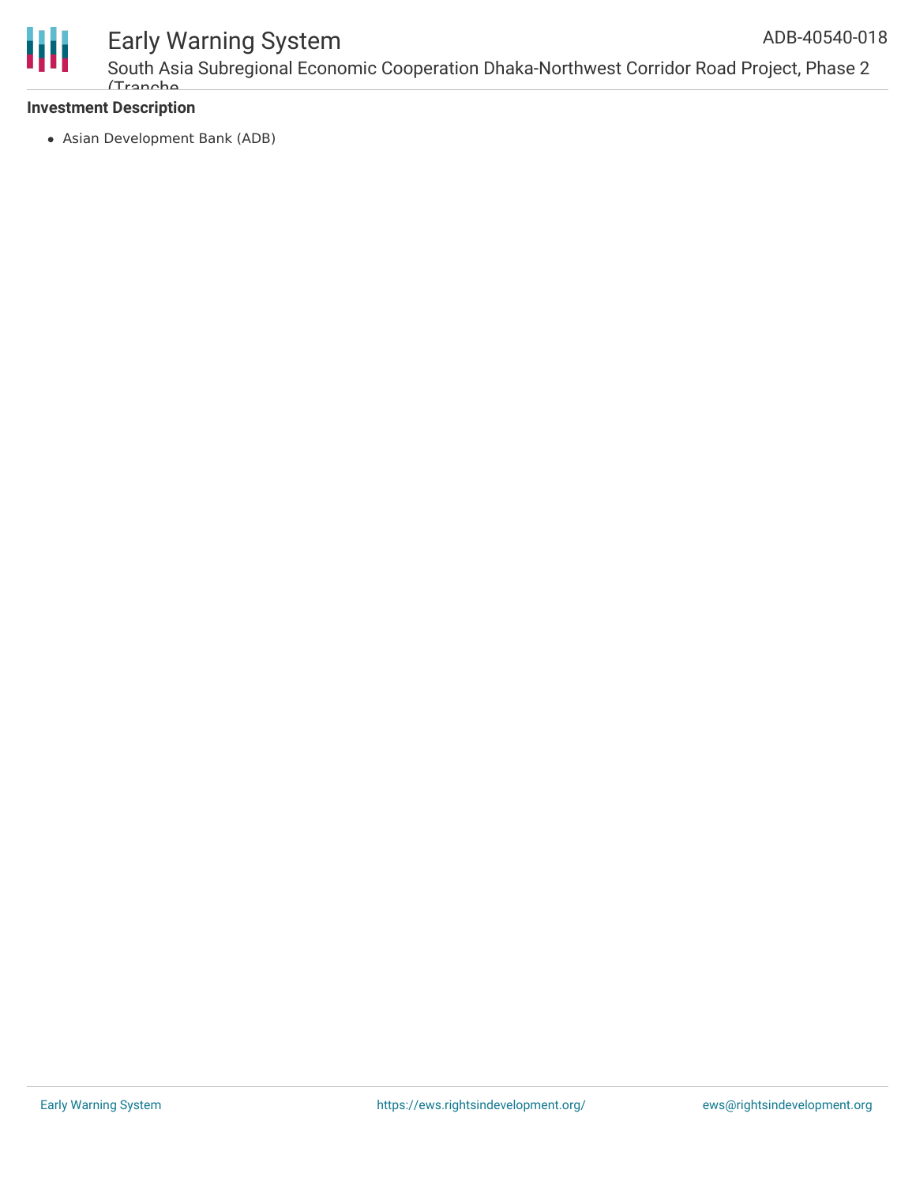**Investment Description**

- Asian Development Bank (ADB)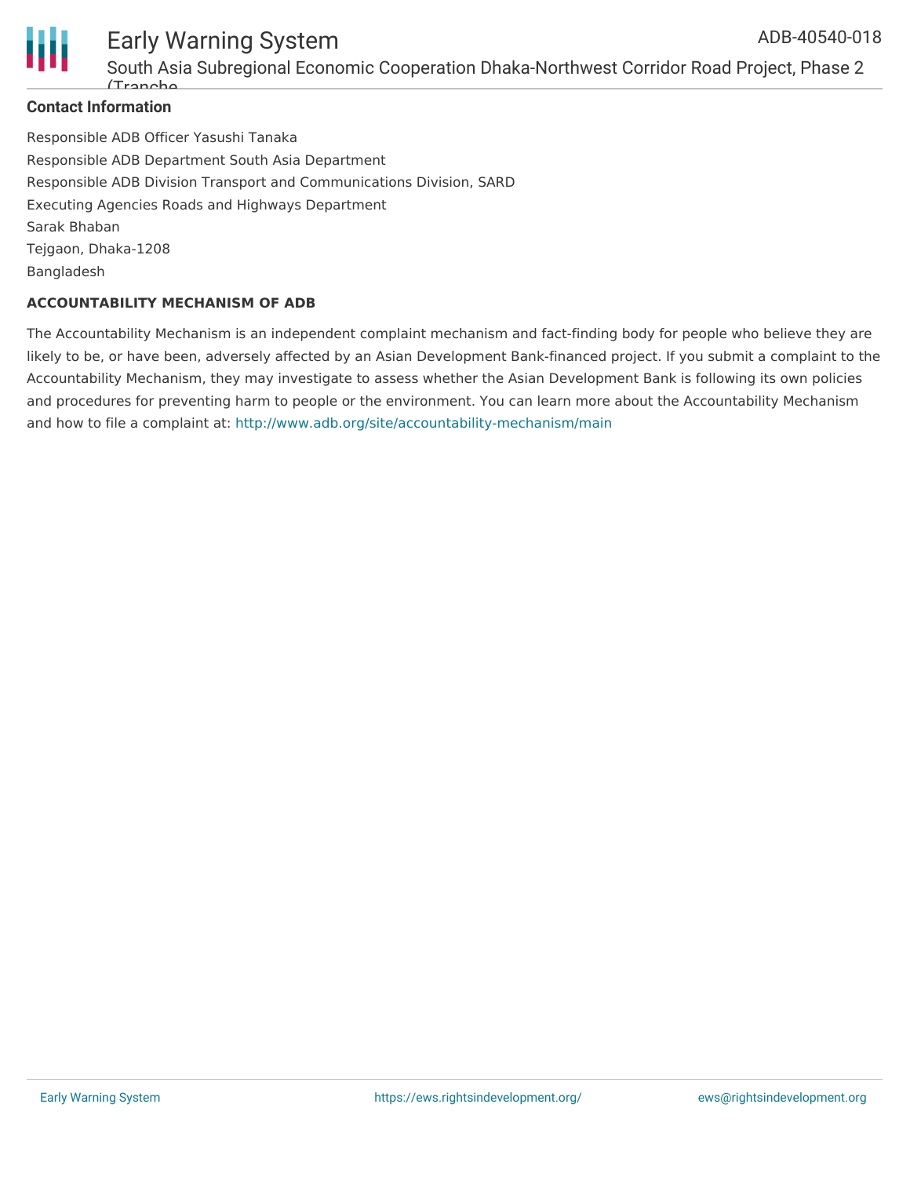## Contact Information

Responsible ADB Officer Yasushi Tanaka
Responsible ADB Department South Asia Department
Responsible ADB Division Transport and Communications Division, SARD
Executing Agencies Roads and Highways Department
Sarak Bhaban
Tejgaon, Dhaka-1208
Bangladesh

### ACCOUNTABILITY MECHANISM OF ADB

The Accountability Mechanism is an independent complaint mechanism and fact-finding body for people who believe they are likely to be, or have been, adversely affected by an Asian Development Bank-financed project. If you submit a complaint to the Accountability Mechanism, they may investigate to assess whether the Asian Development Bank is following its own policies and procedures for preventing harm to people or the environment. You can learn more about the Accountability Mechanism and how to file a complaint at: http://www.adb.org/site/accountability-mechanism/main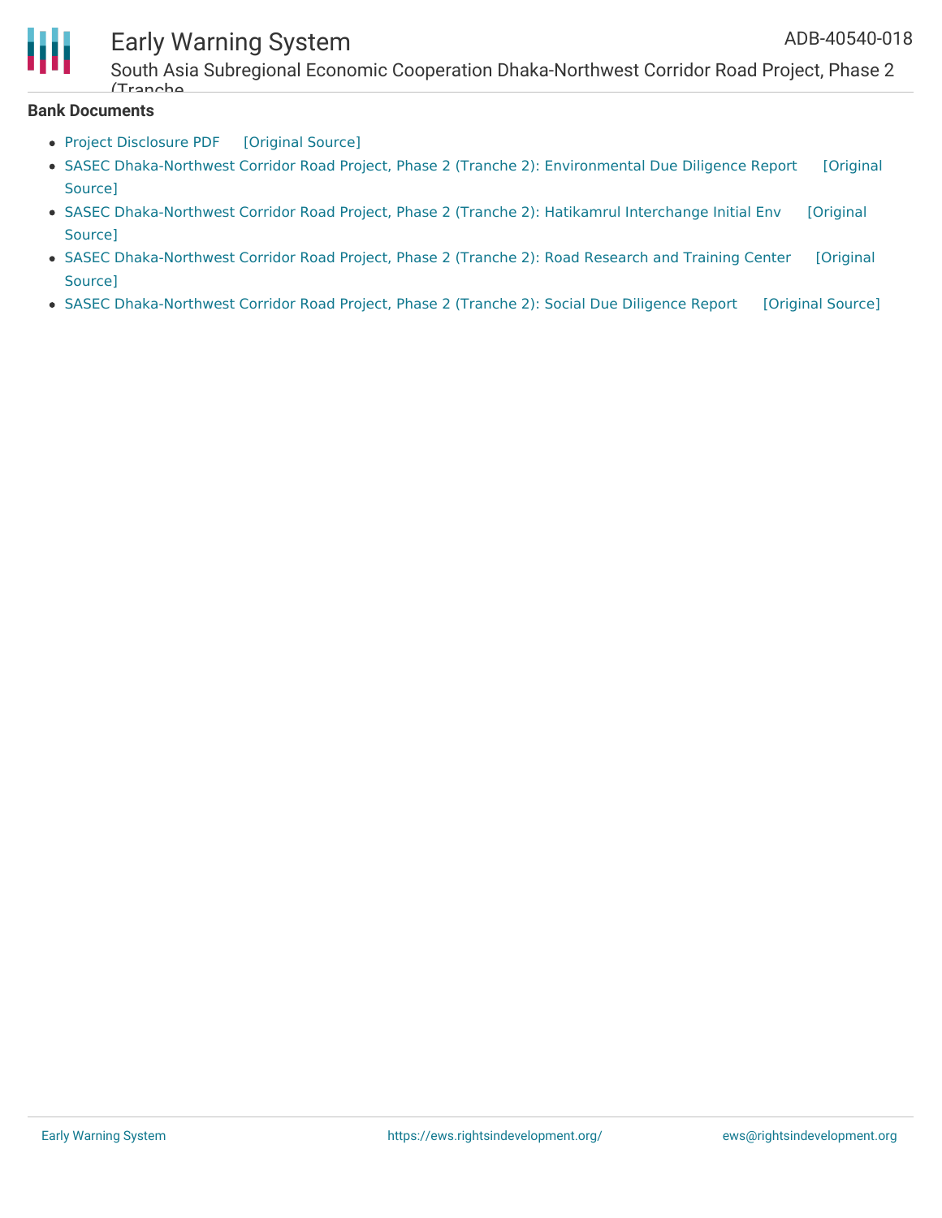## Bank Documents

- Project Disclosure PDF [Original Source]
- SASEC Dhaka-Northwest Corridor Road Project, Phase 2 (Tranche 2): Environmental Due Diligence Report [Original Source]
- SASEC Dhaka-Northwest Corridor Road Project, Phase 2 (Tranche 2): Hatikamrul Interchange Initial Env [Original Source]
- SASEC Dhaka-Northwest Corridor Road Project, Phase 2 (Tranche 2): Road Research and Training Center [Original Source]
- SASEC Dhaka-Northwest Corridor Road Project, Phase 2 (Tranche 2): Social Due Diligence Report [Original Source]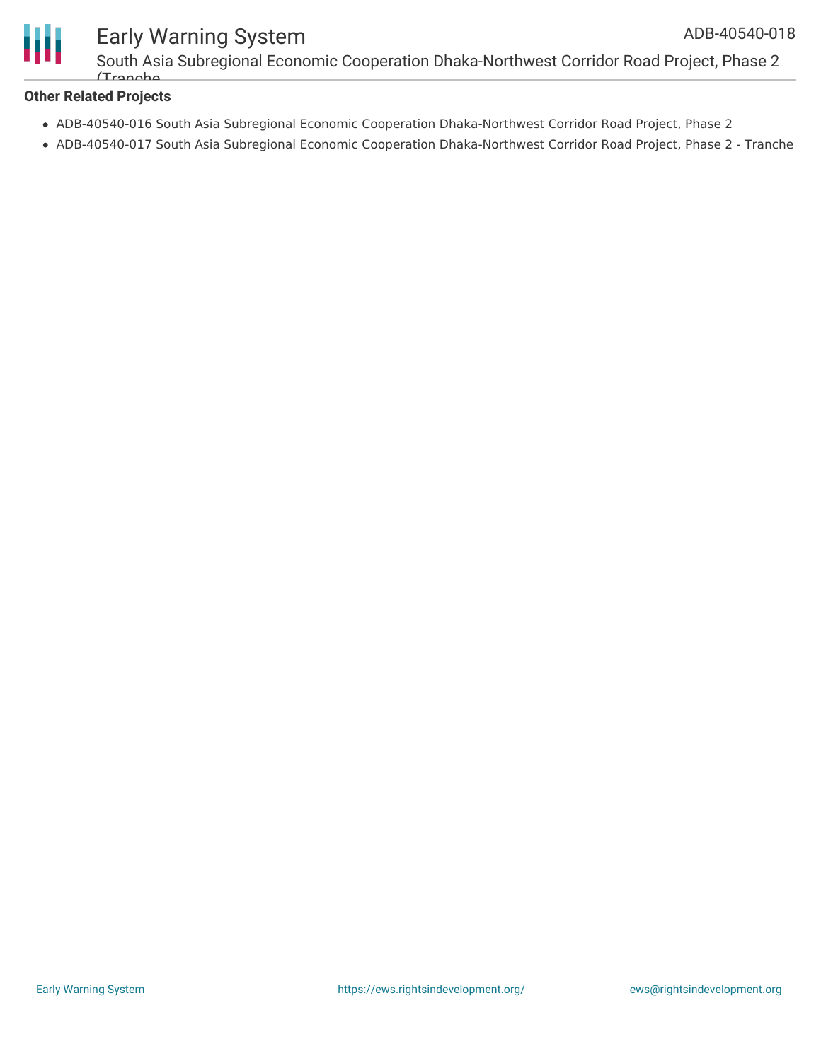**Other Related Projects**

- ADB-40540-016 South Asia Subregional Economic Cooperation Dhaka-Northwest Corridor Road Project, Phase 2
- ADB-40540-017 South Asia Subregional Economic Cooperation Dhaka-Northwest Corridor Road Project, Phase 2 - Tranche